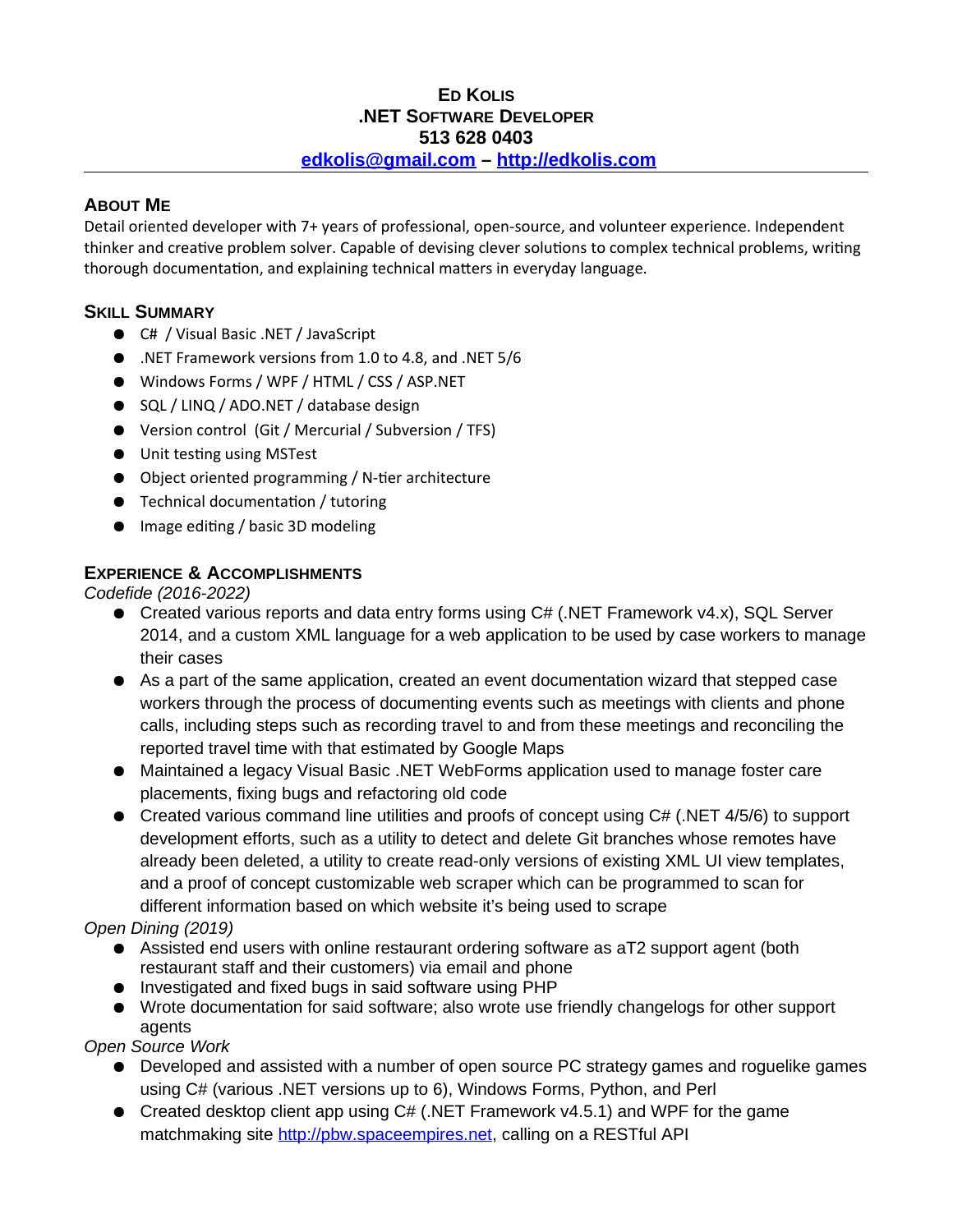# Ed Kolis

**.NET Software Developer**

**513 628 0403**

**[edkolis@gmail.com](mailto:edkolis@gmail.com) – [http://edkolis.com](http://edkolis.com)**

## About Me

Detail oriented developer with 7+ years of professional, open-source, and volunteer experience. Independent thinker and creative problem solver. Capable of devising clever solutions to complex technical problems, writing thorough documentation, and explaining technical matters in everyday language.

## Skill Summary

- C# / Visual Basic .NET / JavaScript
- .NET Framework versions from 1.0 to 4.8, and .NET 5/6
- Windows Forms / WPF / HTML / CSS / ASP.NET
- SQL / LINQ / ADO.NET / database design
- Version control (Git / Mercurial / Subversion / TFS)
- Unit testing using MSTest
- Object oriented programming / N-tier architecture
- Technical documentation / tutoring
- Image editing / basic 3D modeling

## Experience & Accomplishments

*Codefide (2016-2022)*

- Created various reports and data entry forms using C# (.NET Framework v4.x), SQL Server 2014, and a custom XML language for a web application to be used by case workers to manage their cases
- As a part of the same application, created an event documentation wizard that stepped case workers through the process of documenting events such as meetings with clients and phone calls, including steps such as recording travel to and from these meetings and reconciling the reported travel time with that estimated by Google Maps
- Maintained a legacy Visual Basic .NET WebForms application used to manage foster care placements, fixing bugs and refactoring old code
- Created various command line utilities and proofs of concept using C# (.NET 4/5/6) to support development efforts, such as a utility to detect and delete Git branches whose remotes have already been deleted, a utility to create read-only versions of existing XML UI view templates, and a proof of concept customizable web scraper which can be programmed to scan for different information based on which website it's being used to scrape

*Open Dining (2019)*

- Assisted end users with online restaurant ordering software as aT2 support agent (both restaurant staff and their customers) via email and phone
- Investigated and fixed bugs in said software using PHP
- Wrote documentation for said software; also wrote use friendly changelogs for other support agents

*Open Source Work*

- Developed and assisted with a number of open source PC strategy games and roguelike games using C# (various .NET versions up to 6), Windows Forms, Python, and Perl
- Created desktop client app using C# (.NET Framework v4.5.1) and WPF for the game matchmaking site [http://pbw.spaceempires.net](http://pbw.spaceempires.net), calling on a RESTful API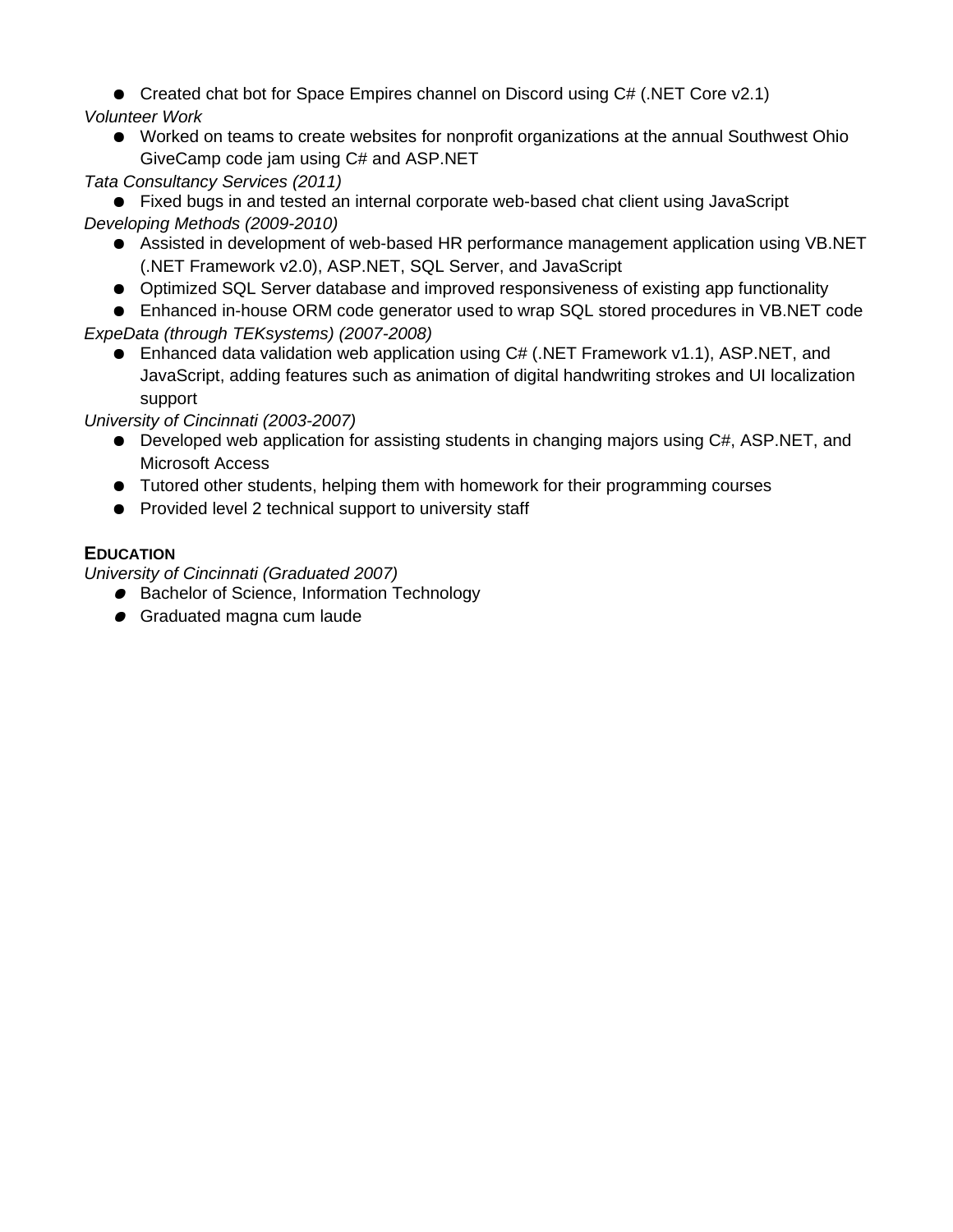- Created chat bot for Space Empires channel on Discord using C# (.NET Core v2.1)

*Volunteer Work*

- Worked on teams to create websites for nonprofit organizations at the annual Southwest Ohio GiveCamp code jam using C# and ASP.NET

*Tata Consultancy Services (2011)*

- Fixed bugs in and tested an internal corporate web-based chat client using JavaScript

*Developing Methods (2009-2010)*

- Assisted in development of web-based HR performance management application using VB.NET (.NET Framework v2.0), ASP.NET, SQL Server, and JavaScript
- Optimized SQL Server database and improved responsiveness of existing app functionality
- Enhanced in-house ORM code generator used to wrap SQL stored procedures in VB.NET code

*ExpeData (through TEKsystems) (2007-2008)*

- Enhanced data validation web application using C# (.NET Framework v1.1), ASP.NET, and JavaScript, adding features such as animation of digital handwriting strokes and UI localization support

*University of Cincinnati (2003-2007)*

- Developed web application for assisting students in changing majors using C#, ASP.NET, and Microsoft Access
- Tutored other students, helping them with homework for their programming courses
- Provided level 2 technical support to university staff

## EDUCATION

*University of Cincinnati (Graduated 2007)*

- Bachelor of Science, Information Technology
- Graduated magna cum laude